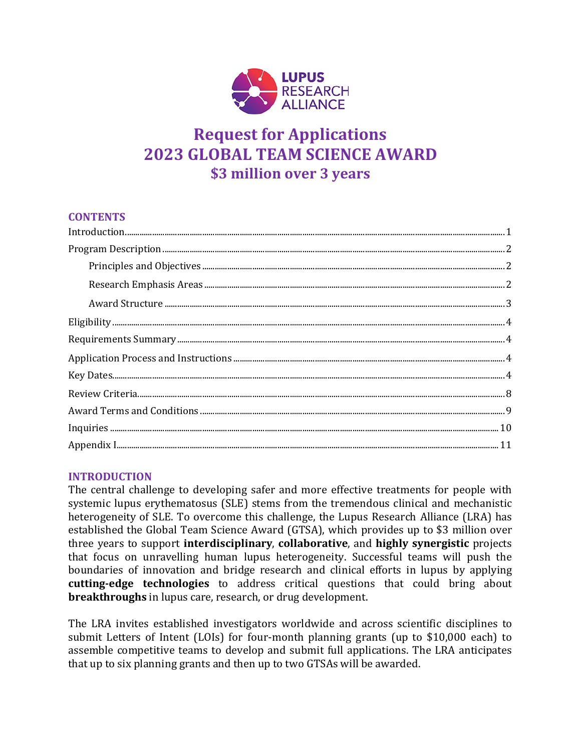LUPUS RESEARCH ALLIANCE

# Request for Applications
# 2023 GLOBAL TEAM SCIENCE AWARD
## $3 million over 3 years

## CONTENTS

| | |
|---|---|
| Introduction | 1 |
| Program Description | 2 |
| Principles and Objectives | 2 |
| Research Emphasis Areas | 2 |
| Award Structure | 3 |
| Eligibility | 4 |
| Requirements Summary | 4 |
| Application Process and Instructions | 4 |
| Key Dates | 4 |
| Review Criteria | 8 |
| Award Terms and Conditions | 9 |
| Inquiries | 10 |
| Appendix I | 11 |

## INTRODUCTION

The central challenge to developing safer and more effective treatments for people with systemic lupus erythematosus (SLE) stems from the tremendous clinical and mechanistic heterogeneity of SLE. To overcome this challenge, the Lupus Research Alliance (LRA) has established the Global Team Science Award (GTSA), which provides up to $3 million over three years to support **interdisciplinary**, **collaborative**, and **highly synergistic** projects that focus on unravelling human lupus heterogeneity. Successful teams will push the boundaries of innovation and bridge research and clinical efforts in lupus by applying **cutting-edge technologies** to address critical questions that could bring about **breakthroughs** in lupus care, research, or drug development.

The LRA invites established investigators worldwide and across scientific disciplines to submit Letters of Intent (LOIs) for four-month planning grants (up to $10,000 each) to assemble competitive teams to develop and submit full applications. The LRA anticipates that up to six planning grants and then up to two GTSAs will be awarded.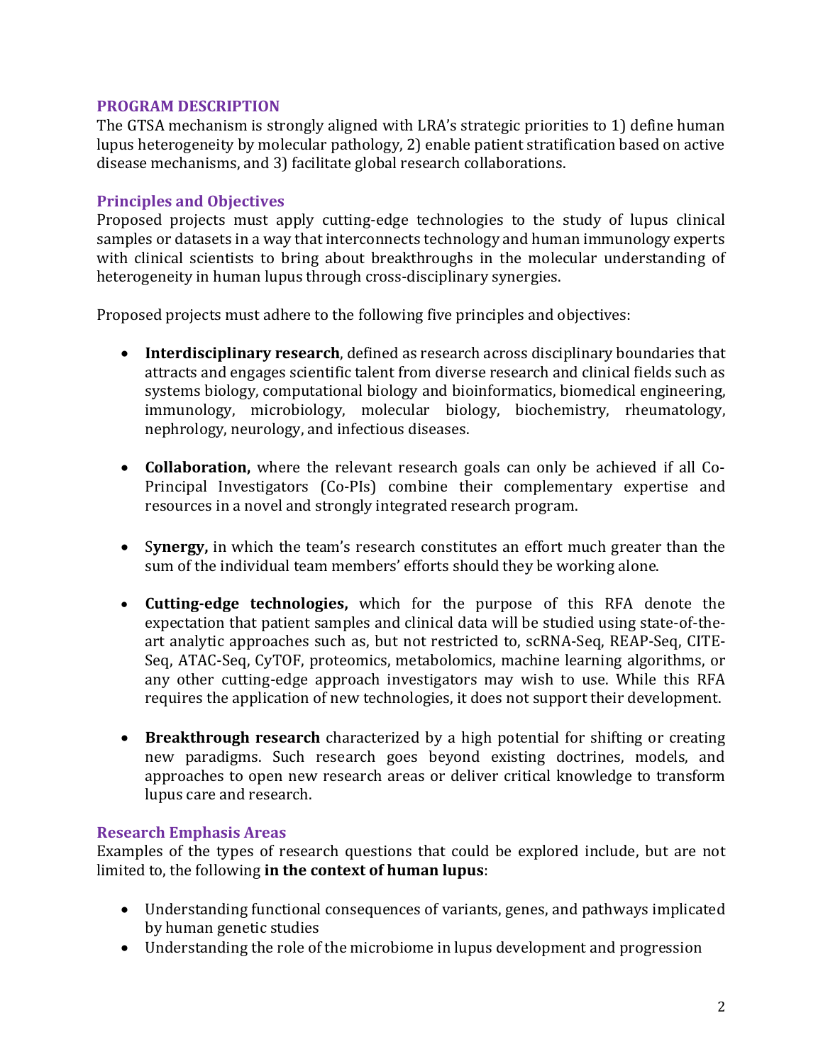## PROGRAM DESCRIPTION

The GTSA mechanism is strongly aligned with LRA's strategic priorities to 1) define human lupus heterogeneity by molecular pathology, 2) enable patient stratification based on active disease mechanisms, and 3) facilitate global research collaborations.

### Principles and Objectives

Proposed projects must apply cutting-edge technologies to the study of lupus clinical samples or datasets in a way that interconnects technology and human immunology experts with clinical scientists to bring about breakthroughs in the molecular understanding of heterogeneity in human lupus through cross-disciplinary synergies.

Proposed projects must adhere to the following five principles and objectives:

- **Interdisciplinary research**, defined as research across disciplinary boundaries that attracts and engages scientific talent from diverse research and clinical fields such as systems biology, computational biology and bioinformatics, biomedical engineering, immunology, microbiology, molecular biology, biochemistry, rheumatology, nephrology, neurology, and infectious diseases.
- **Collaboration,** where the relevant research goals can only be achieved if all Co-Principal Investigators (Co-PIs) combine their complementary expertise and resources in a novel and strongly integrated research program.
- S**ynergy,** in which the team's research constitutes an effort much greater than the sum of the individual team members' efforts should they be working alone.
- **Cutting-edge technologies,** which for the purpose of this RFA denote the expectation that patient samples and clinical data will be studied using state-of-the-art analytic approaches such as, but not restricted to, scRNA-Seq, REAP-Seq, CITE-Seq, ATAC-Seq, CyTOF, proteomics, metabolomics, machine learning algorithms, or any other cutting-edge approach investigators may wish to use. While this RFA requires the application of new technologies, it does not support their development.
- **Breakthrough research** characterized by a high potential for shifting or creating new paradigms. Such research goes beyond existing doctrines, models, and approaches to open new research areas or deliver critical knowledge to transform lupus care and research.

### Research Emphasis Areas

Examples of the types of research questions that could be explored include, but are not limited to, the following **in the context of human lupus**:

- Understanding functional consequences of variants, genes, and pathways implicated by human genetic studies
- Understanding the role of the microbiome in lupus development and progression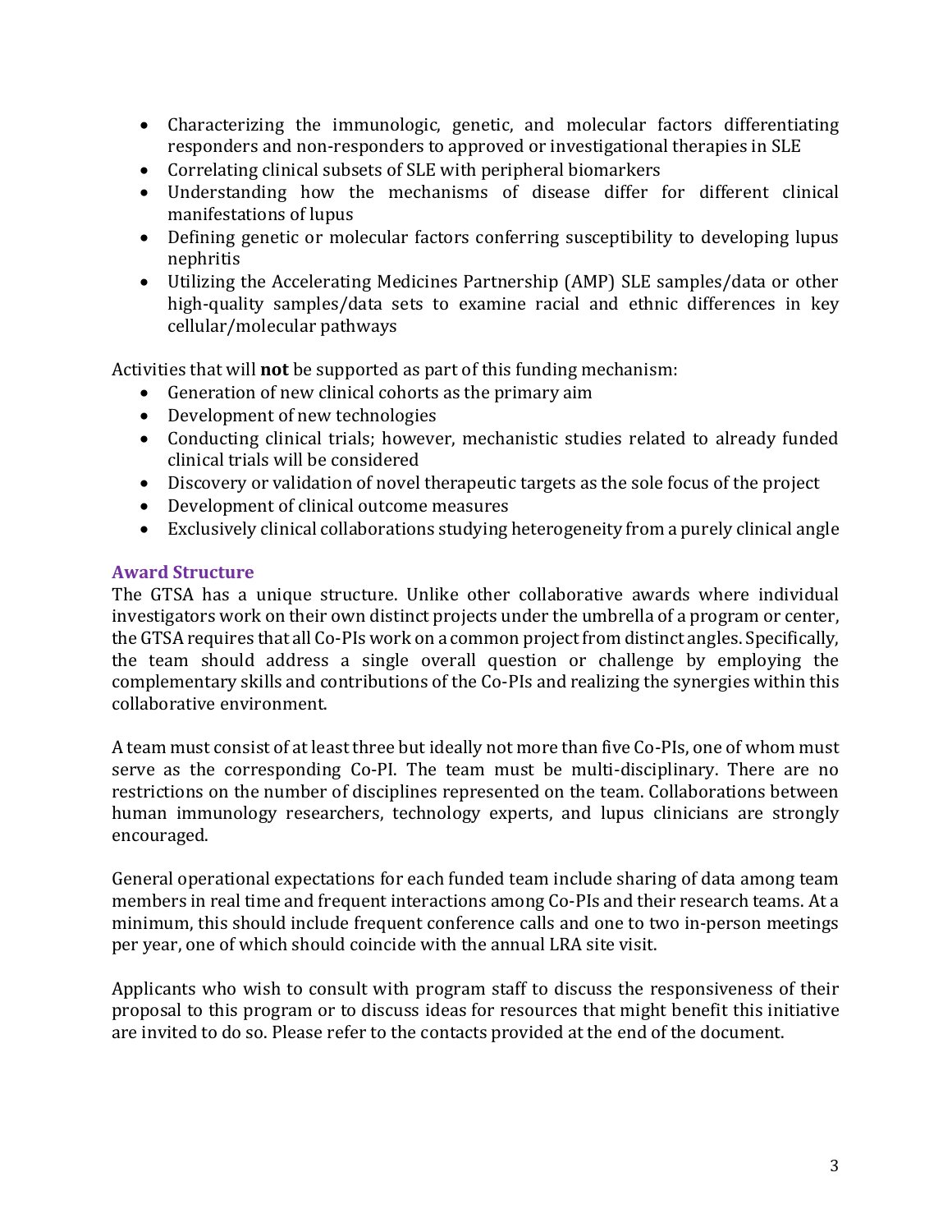- Characterizing the immunologic, genetic, and molecular factors differentiating responders and non-responders to approved or investigational therapies in SLE
- Correlating clinical subsets of SLE with peripheral biomarkers
- Understanding how the mechanisms of disease differ for different clinical manifestations of lupus
- Defining genetic or molecular factors conferring susceptibility to developing lupus nephritis
- Utilizing the Accelerating Medicines Partnership (AMP) SLE samples/data or other high-quality samples/data sets to examine racial and ethnic differences in key cellular/molecular pathways

Activities that will **not** be supported as part of this funding mechanism:

- Generation of new clinical cohorts as the primary aim
- Development of new technologies
- Conducting clinical trials; however, mechanistic studies related to already funded clinical trials will be considered
- Discovery or validation of novel therapeutic targets as the sole focus of the project
- Development of clinical outcome measures
- Exclusively clinical collaborations studying heterogeneity from a purely clinical angle

## Award Structure

The GTSA has a unique structure. Unlike other collaborative awards where individual investigators work on their own distinct projects under the umbrella of a program or center, the GTSA requires that all Co-PIs work on a common project from distinct angles. Specifically, the team should address a single overall question or challenge by employing the complementary skills and contributions of the Co-PIs and realizing the synergies within this collaborative environment.

A team must consist of at least three but ideally not more than five Co-PIs, one of whom must serve as the corresponding Co-PI. The team must be multi-disciplinary. There are no restrictions on the number of disciplines represented on the team. Collaborations between human immunology researchers, technology experts, and lupus clinicians are strongly encouraged.

General operational expectations for each funded team include sharing of data among team members in real time and frequent interactions among Co-PIs and their research teams. At a minimum, this should include frequent conference calls and one to two in-person meetings per year, one of which should coincide with the annual LRA site visit.

Applicants who wish to consult with program staff to discuss the responsiveness of their proposal to this program or to discuss ideas for resources that might benefit this initiative are invited to do so. Please refer to the contacts provided at the end of the document.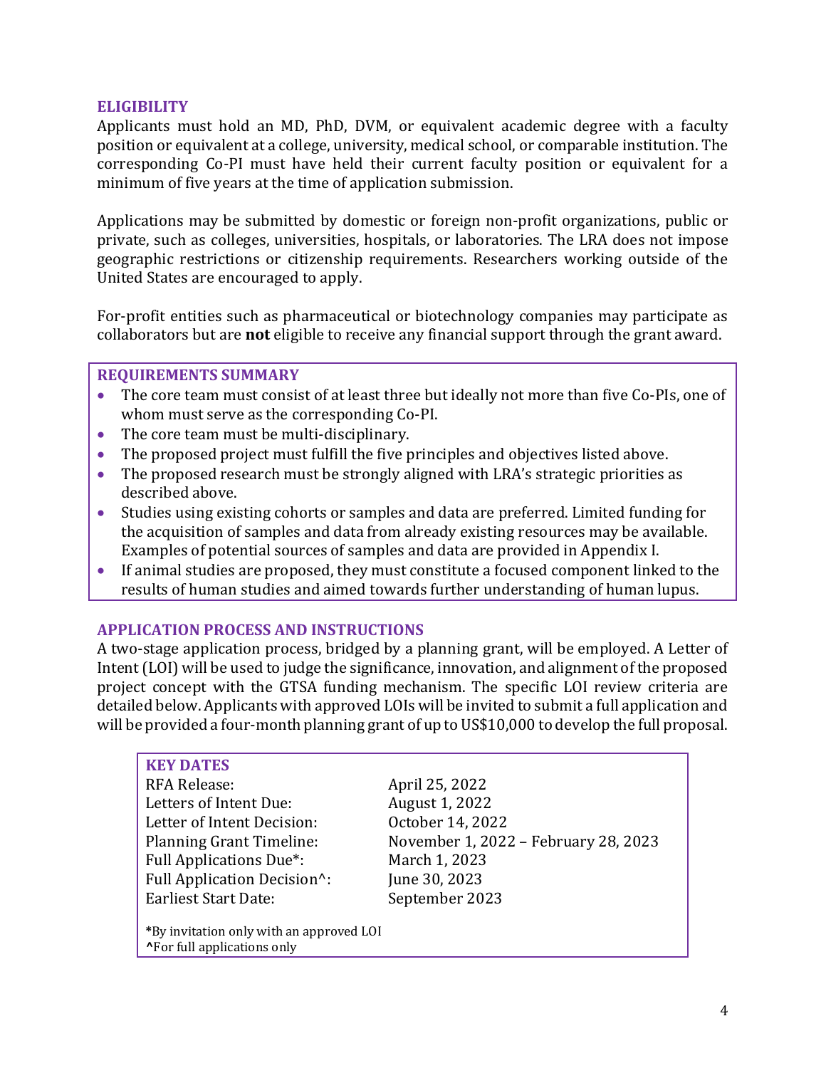## ELIGIBILITY

Applicants must hold an MD, PhD, DVM, or equivalent academic degree with a faculty position or equivalent at a college, university, medical school, or comparable institution. The corresponding Co-PI must have held their current faculty position or equivalent for a minimum of five years at the time of application submission.

Applications may be submitted by domestic or foreign non-profit organizations, public or private, such as colleges, universities, hospitals, or laboratories. The LRA does not impose geographic restrictions or citizenship requirements. Researchers working outside of the United States are encouraged to apply.

For-profit entities such as pharmaceutical or biotechnology companies may participate as collaborators but are **not** eligible to receive any financial support through the grant award.

### REQUIREMENTS SUMMARY

- The core team must consist of at least three but ideally not more than five Co-PIs, one of whom must serve as the corresponding Co-PI.
- The core team must be multi-disciplinary.
- The proposed project must fulfill the five principles and objectives listed above.
- The proposed research must be strongly aligned with LRA's strategic priorities as described above.
- Studies using existing cohorts or samples and data are preferred. Limited funding for the acquisition of samples and data from already existing resources may be available. Examples of potential sources of samples and data are provided in Appendix I.
- If animal studies are proposed, they must constitute a focused component linked to the results of human studies and aimed towards further understanding of human lupus.

## APPLICATION PROCESS AND INSTRUCTIONS

A two-stage application process, bridged by a planning grant, will be employed. A Letter of Intent (LOI) will be used to judge the significance, innovation, and alignment of the proposed project concept with the GTSA funding mechanism. The specific LOI review criteria are detailed below. Applicants with approved LOIs will be invited to submit a full application and will be provided a four-month planning grant of up to US$10,000 to develop the full proposal.

### KEY DATES

| | |
|---|---|
| RFA Release: | April 25, 2022 |
| Letters of Intent Due: | August 1, 2022 |
| Letter of Intent Decision: | October 14, 2022 |
| Planning Grant Timeline: | November 1, 2022 – February 28, 2023 |
| Full Applications Due*: | March 1, 2023 |
| Full Application Decision^: | June 30, 2023 |
| Earliest Start Date: | September 2023 |

*By invitation only with an approved LOI
^For full applications only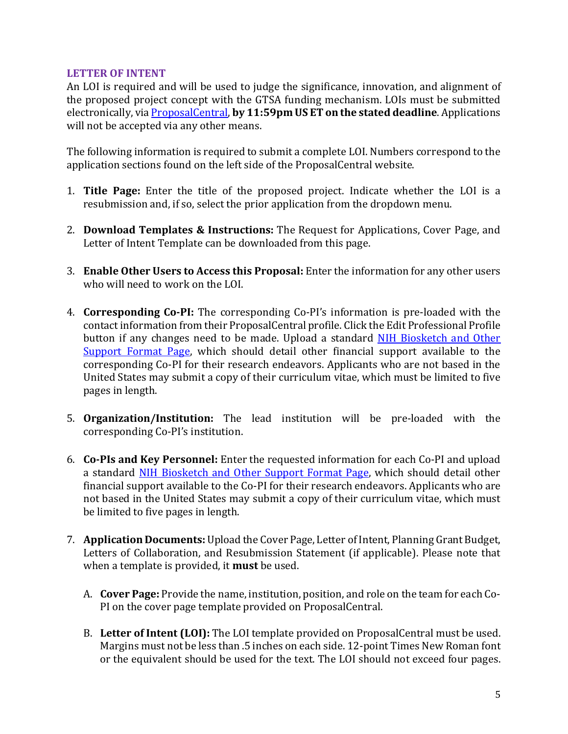## LETTER OF INTENT

An LOI is required and will be used to judge the significance, innovation, and alignment of the proposed project concept with the GTSA funding mechanism. LOIs must be submitted electronically, via [ProposalCentral](ProposalCentral), **by 11:59pm US ET on the stated deadline**. Applications will not be accepted via any other means.

The following information is required to submit a complete LOI. Numbers correspond to the application sections found on the left side of the ProposalCentral website.

1. **Title Page:** Enter the title of the proposed project. Indicate whether the LOI is a resubmission and, if so, select the prior application from the dropdown menu.

2. **Download Templates & Instructions:** The Request for Applications, Cover Page, and Letter of Intent Template can be downloaded from this page.

3. **Enable Other Users to Access this Proposal:** Enter the information for any other users who will need to work on the LOI.

4. **Corresponding Co-PI:** The corresponding Co-PI's information is pre-loaded with the contact information from their ProposalCentral profile. Click the Edit Professional Profile button if any changes need to be made. Upload a standard NIH Biosketch and Other Support Format Page, which should detail other financial support available to the corresponding Co-PI for their research endeavors. Applicants who are not based in the United States may submit a copy of their curriculum vitae, which must be limited to five pages in length.

5. **Organization/Institution:** The lead institution will be pre-loaded with the corresponding Co-PI's institution.

6. **Co-PIs and Key Personnel:** Enter the requested information for each Co-PI and upload a standard NIH Biosketch and Other Support Format Page, which should detail other financial support available to the Co-PI for their research endeavors. Applicants who are not based in the United States may submit a copy of their curriculum vitae, which must be limited to five pages in length.

7. **Application Documents:** Upload the Cover Page, Letter of Intent, Planning Grant Budget, Letters of Collaboration, and Resubmission Statement (if applicable). Please note that when a template is provided, it **must** be used.

    A. **Cover Page:** Provide the name, institution, position, and role on the team for each Co-PI on the cover page template provided on ProposalCentral.

    B. **Letter of Intent (LOI):** The LOI template provided on ProposalCentral must be used. Margins must not be less than .5 inches on each side. 12-point Times New Roman font or the equivalent should be used for the text. The LOI should not exceed four pages.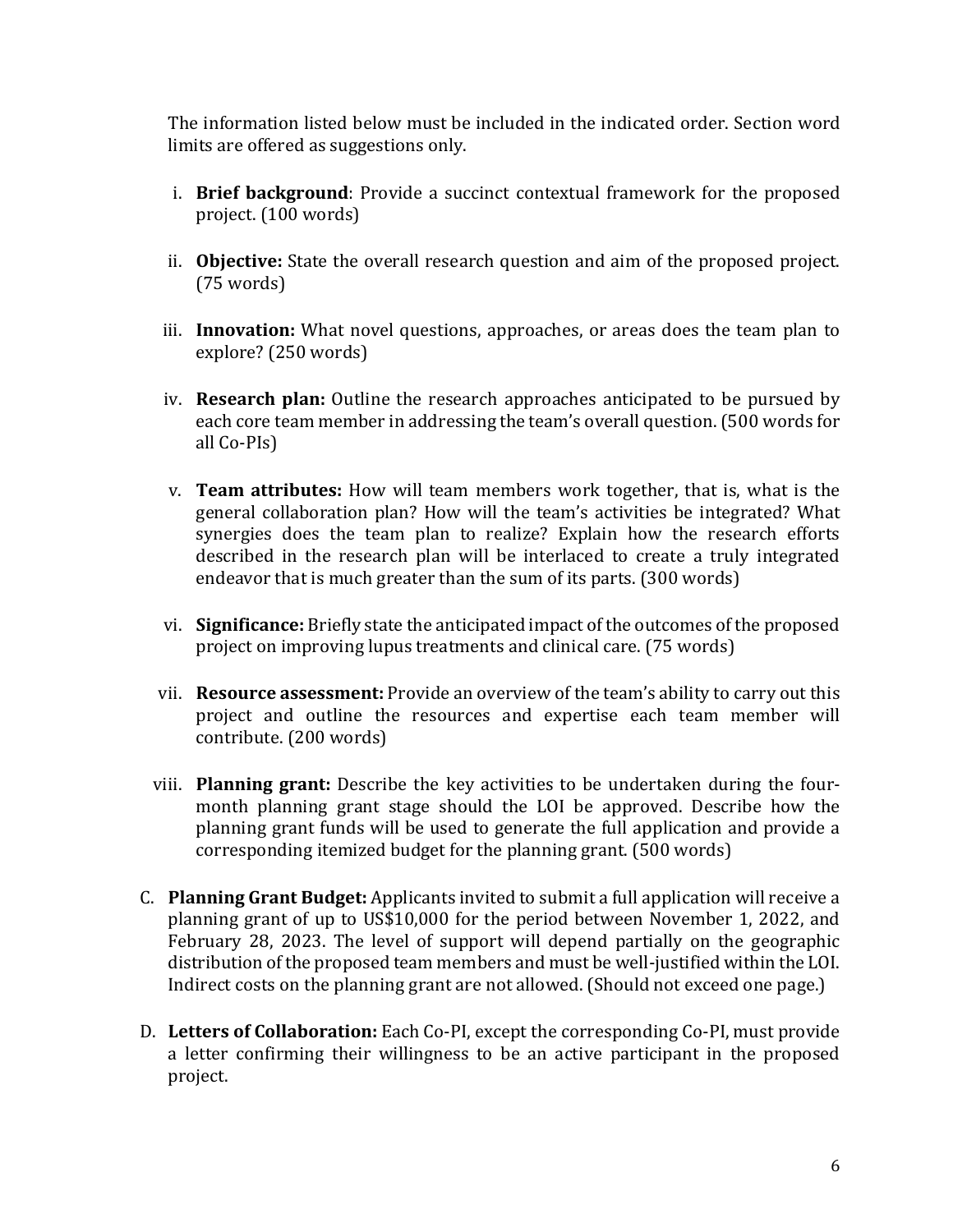The information listed below must be included in the indicated order. Section word limits are offered as suggestions only.

i. **Brief background**: Provide a succinct contextual framework for the proposed project. (100 words)

ii. **Objective:** State the overall research question and aim of the proposed project. (75 words)

iii. **Innovation:** What novel questions, approaches, or areas does the team plan to explore? (250 words)

iv. **Research plan:** Outline the research approaches anticipated to be pursued by each core team member in addressing the team's overall question. (500 words for all Co-PIs)

v. **Team attributes:** How will team members work together, that is, what is the general collaboration plan? How will the team's activities be integrated? What synergies does the team plan to realize? Explain how the research efforts described in the research plan will be interlaced to create a truly integrated endeavor that is much greater than the sum of its parts. (300 words)

vi. **Significance:** Briefly state the anticipated impact of the outcomes of the proposed project on improving lupus treatments and clinical care. (75 words)

vii. **Resource assessment:** Provide an overview of the team's ability to carry out this project and outline the resources and expertise each team member will contribute. (200 words)

viii. **Planning grant:** Describe the key activities to be undertaken during the four-month planning grant stage should the LOI be approved. Describe how the planning grant funds will be used to generate the full application and provide a corresponding itemized budget for the planning grant. (500 words)

C. **Planning Grant Budget:** Applicants invited to submit a full application will receive a planning grant of up to US$10,000 for the period between November 1, 2022, and February 28, 2023. The level of support will depend partially on the geographic distribution of the proposed team members and must be well-justified within the LOI. Indirect costs on the planning grant are not allowed. (Should not exceed one page.)

D. **Letters of Collaboration:** Each Co-PI, except the corresponding Co-PI, must provide a letter confirming their willingness to be an active participant in the proposed project.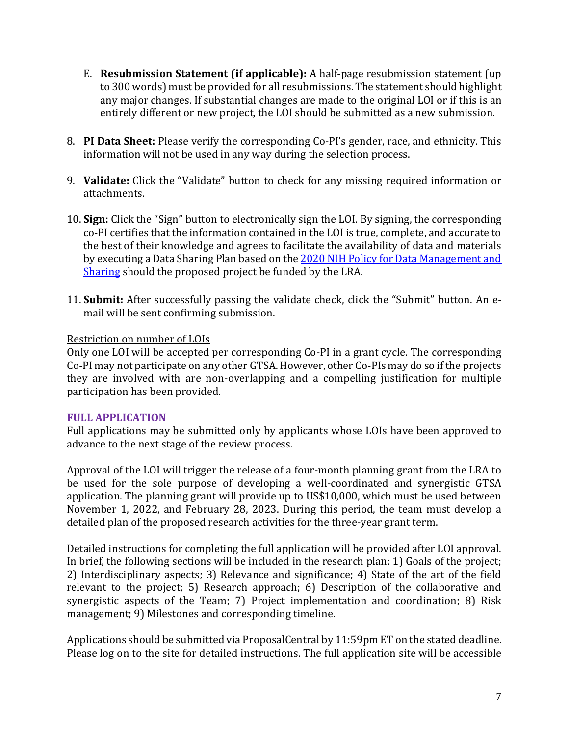E. **Resubmission Statement (if applicable):** A half-page resubmission statement (up to 300 words) must be provided for all resubmissions. The statement should highlight any major changes. If substantial changes are made to the original LOI or if this is an entirely different or new project, the LOI should be submitted as a new submission.

8. **PI Data Sheet:** Please verify the corresponding Co-PI's gender, race, and ethnicity. This information will not be used in any way during the selection process.

9. **Validate:** Click the "Validate" button to check for any missing required information or attachments.

10. **Sign:** Click the "Sign" button to electronically sign the LOI. By signing, the corresponding co-PI certifies that the information contained in the LOI is true, complete, and accurate to the best of their knowledge and agrees to facilitate the availability of data and materials by executing a Data Sharing Plan based on the 2020 NIH Policy for Data Management and Sharing should the proposed project be funded by the LRA.

11. **Submit:** After successfully passing the validate check, click the "Submit" button. An e-mail will be sent confirming submission.

Restriction on number of LOIs

Only one LOI will be accepted per corresponding Co-PI in a grant cycle. The corresponding Co-PI may not participate on any other GTSA. However, other Co-PIs may do so if the projects they are involved with are non-overlapping and a compelling justification for multiple participation has been provided.

### FULL APPLICATION

Full applications may be submitted only by applicants whose LOIs have been approved to advance to the next stage of the review process.

Approval of the LOI will trigger the release of a four-month planning grant from the LRA to be used for the sole purpose of developing a well-coordinated and synergistic GTSA application. The planning grant will provide up to US$10,000, which must be used between November 1, 2022, and February 28, 2023. During this period, the team must develop a detailed plan of the proposed research activities for the three-year grant term.

Detailed instructions for completing the full application will be provided after LOI approval. In brief, the following sections will be included in the research plan: 1) Goals of the project; 2) Interdisciplinary aspects; 3) Relevance and significance; 4) State of the art of the field relevant to the project; 5) Research approach; 6) Description of the collaborative and synergistic aspects of the Team; 7) Project implementation and coordination; 8) Risk management; 9) Milestones and corresponding timeline.

Applications should be submitted via ProposalCentral by 11:59pm ET on the stated deadline. Please log on to the site for detailed instructions. The full application site will be accessible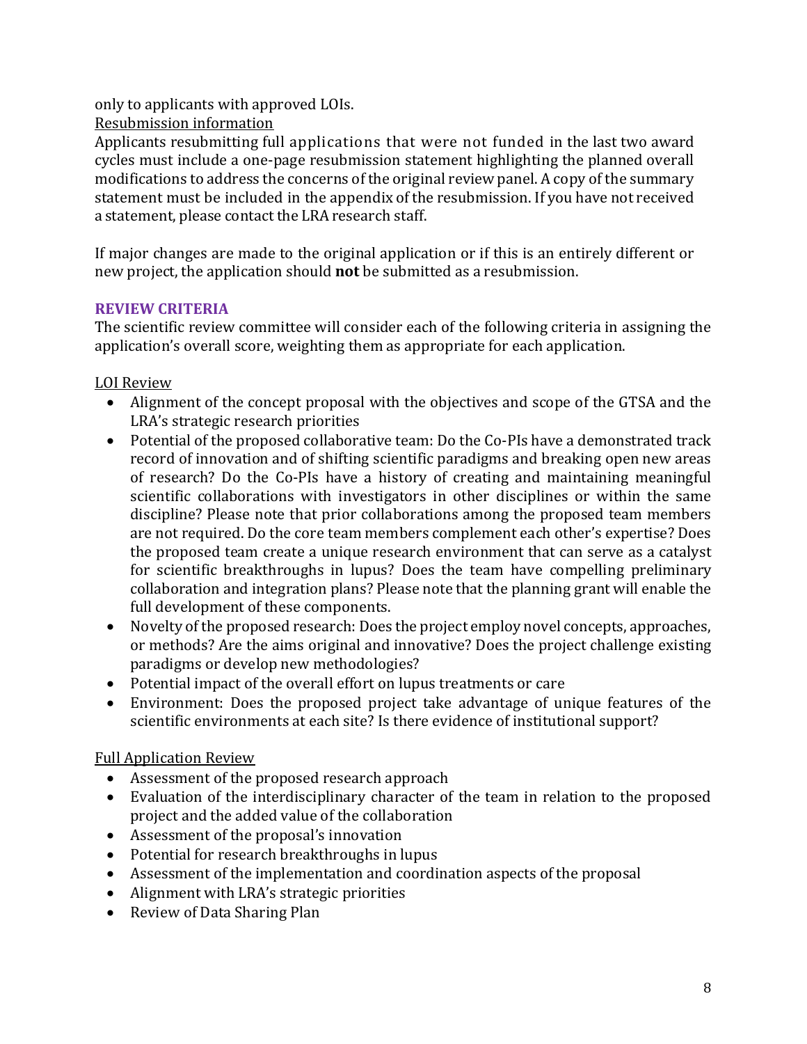only to applicants with approved LOIs.

Resubmission information

Applicants resubmitting full applications that were not funded in the last two award cycles must include a one-page resubmission statement highlighting the planned overall modifications to address the concerns of the original review panel. A copy of the summary statement must be included in the appendix of the resubmission. If you have not received a statement, please contact the LRA research staff.

If major changes are made to the original application or if this is an entirely different or new project, the application should **not** be submitted as a resubmission.

## REVIEW CRITERIA

The scientific review committee will consider each of the following criteria in assigning the application's overall score, weighting them as appropriate for each application.

LOI Review

- Alignment of the concept proposal with the objectives and scope of the GTSA and the LRA's strategic research priorities
- Potential of the proposed collaborative team: Do the Co-PIs have a demonstrated track record of innovation and of shifting scientific paradigms and breaking open new areas of research? Do the Co-PIs have a history of creating and maintaining meaningful scientific collaborations with investigators in other disciplines or within the same discipline? Please note that prior collaborations among the proposed team members are not required. Do the core team members complement each other's expertise? Does the proposed team create a unique research environment that can serve as a catalyst for scientific breakthroughs in lupus? Does the team have compelling preliminary collaboration and integration plans? Please note that the planning grant will enable the full development of these components.
- Novelty of the proposed research: Does the project employ novel concepts, approaches, or methods? Are the aims original and innovative? Does the project challenge existing paradigms or develop new methodologies?
- Potential impact of the overall effort on lupus treatments or care
- Environment: Does the proposed project take advantage of unique features of the scientific environments at each site? Is there evidence of institutional support?

Full Application Review

- Assessment of the proposed research approach
- Evaluation of the interdisciplinary character of the team in relation to the proposed project and the added value of the collaboration
- Assessment of the proposal's innovation
- Potential for research breakthroughs in lupus
- Assessment of the implementation and coordination aspects of the proposal
- Alignment with LRA's strategic priorities
- Review of Data Sharing Plan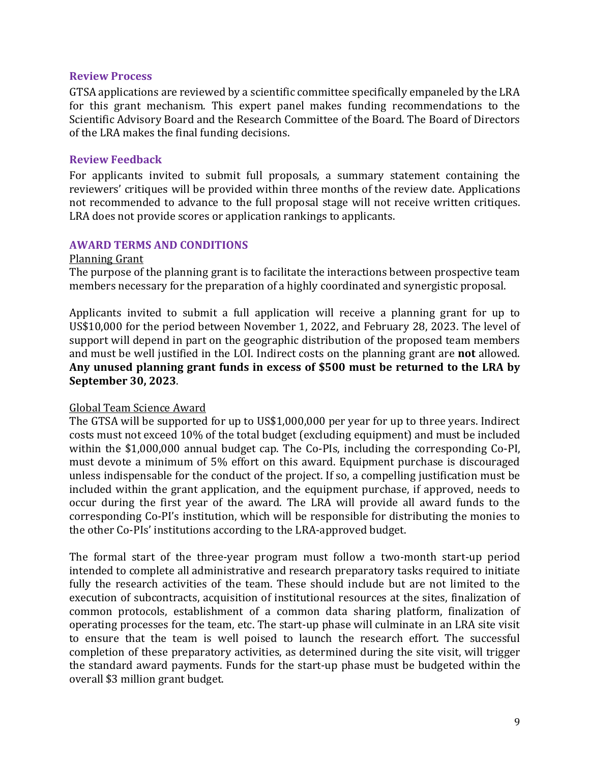### Review Process

GTSA applications are reviewed by a scientific committee specifically empaneled by the LRA for this grant mechanism. This expert panel makes funding recommendations to the Scientific Advisory Board and the Research Committee of the Board. The Board of Directors of the LRA makes the final funding decisions.

### Review Feedback

For applicants invited to submit full proposals, a summary statement containing the reviewers' critiques will be provided within three months of the review date. Applications not recommended to advance to the full proposal stage will not receive written critiques. LRA does not provide scores or application rankings to applicants.

## AWARD TERMS AND CONDITIONS

<u>Planning Grant</u>

The purpose of the planning grant is to facilitate the interactions between prospective team members necessary for the preparation of a highly coordinated and synergistic proposal.

Applicants invited to submit a full application will receive a planning grant for up to US$10,000 for the period between November 1, 2022, and February 28, 2023. The level of support will depend in part on the geographic distribution of the proposed team members and must be well justified in the LOI. Indirect costs on the planning grant are **not** allowed. **Any unused planning grant funds in excess of $500 must be returned to the LRA by September 30, 2023**.

<u>Global Team Science Award</u>

The GTSA will be supported for up to US$1,000,000 per year for up to three years. Indirect costs must not exceed 10% of the total budget (excluding equipment) and must be included within the $1,000,000 annual budget cap. The Co-PIs, including the corresponding Co-PI, must devote a minimum of 5% effort on this award. Equipment purchase is discouraged unless indispensable for the conduct of the project. If so, a compelling justification must be included within the grant application, and the equipment purchase, if approved, needs to occur during the first year of the award. The LRA will provide all award funds to the corresponding Co-PI's institution, which will be responsible for distributing the monies to the other Co-PIs' institutions according to the LRA-approved budget.

The formal start of the three-year program must follow a two-month start-up period intended to complete all administrative and research preparatory tasks required to initiate fully the research activities of the team. These should include but are not limited to the execution of subcontracts, acquisition of institutional resources at the sites, finalization of common protocols, establishment of a common data sharing platform, finalization of operating processes for the team, etc. The start-up phase will culminate in an LRA site visit to ensure that the team is well poised to launch the research effort. The successful completion of these preparatory activities, as determined during the site visit, will trigger the standard award payments. Funds for the start-up phase must be budgeted within the overall $3 million grant budget.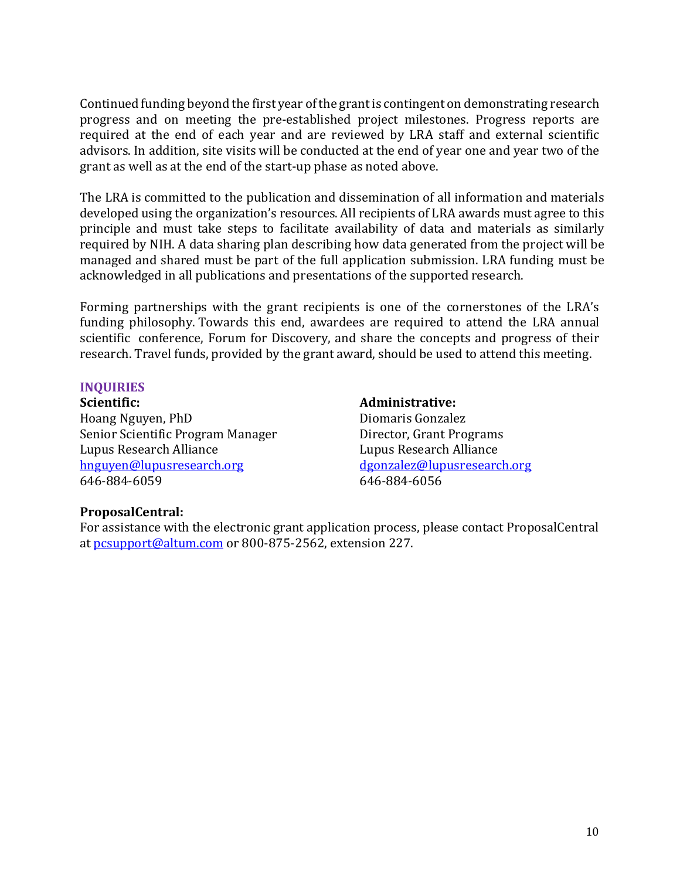Continued funding beyond the first year of the grant is contingent on demonstrating research progress and on meeting the pre-established project milestones. Progress reports are required at the end of each year and are reviewed by LRA staff and external scientific advisors. In addition, site visits will be conducted at the end of year one and year two of the grant as well as at the end of the start-up phase as noted above.

The LRA is committed to the publication and dissemination of all information and materials developed using the organization's resources. All recipients of LRA awards must agree to this principle and must take steps to facilitate availability of data and materials as similarly required by NIH. A data sharing plan describing how data generated from the project will be managed and shared must be part of the full application submission. LRA funding must be acknowledged in all publications and presentations of the supported research.

Forming partnerships with the grant recipients is one of the cornerstones of the LRA's funding philosophy. Towards this end, awardees are required to attend the LRA annual scientific conference, Forum for Discovery, and share the concepts and progress of their research. Travel funds, provided by the grant award, should be used to attend this meeting.

## INQUIRIES

**Scientific:**
Hoang Nguyen, PhD
Senior Scientific Program Manager
Lupus Research Alliance
hnguyen@lupusresearch.org
646-884-6059

**Administrative:**
Diomaris Gonzalez
Director, Grant Programs
Lupus Research Alliance
dgonzalez@lupusresearch.org
646-884-6056

**ProposalCentral:**
For assistance with the electronic grant application process, please contact ProposalCentral at pcsupport@altum.com or 800-875-2562, extension 227.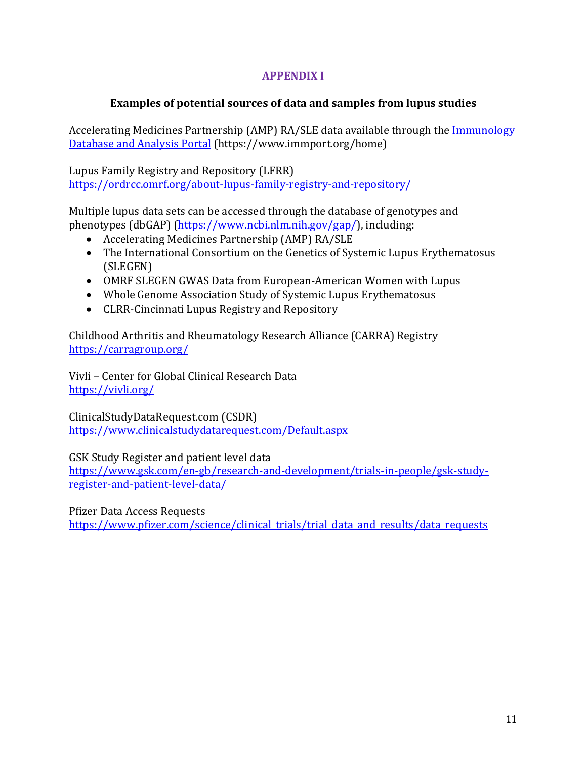## APPENDIX I

### Examples of potential sources of data and samples from lupus studies

Accelerating Medicines Partnership (AMP) RA/SLE data available through the [Immunology Database and Analysis Portal](https://www.immport.org/home) (https://www.immport.org/home)

Lupus Family Registry and Repository (LFRR)
https://ordrcc.omrf.org/about-lupus-family-registry-and-repository/

Multiple lupus data sets can be accessed through the database of genotypes and phenotypes (dbGAP) (https://www.ncbi.nlm.nih.gov/gap/), including:

- Accelerating Medicines Partnership (AMP) RA/SLE
- The International Consortium on the Genetics of Systemic Lupus Erythematosus (SLEGEN)
- OMRF SLEGEN GWAS Data from European-American Women with Lupus
- Whole Genome Association Study of Systemic Lupus Erythematosus
- CLRR-Cincinnati Lupus Registry and Repository

Childhood Arthritis and Rheumatology Research Alliance (CARRA) Registry
https://carragroup.org/

Vivli – Center for Global Clinical Research Data
https://vivli.org/

ClinicalStudyDataRequest.com (CSDR)
https://www.clinicalstudydatarequest.com/Default.aspx

GSK Study Register and patient level data
https://www.gsk.com/en-gb/research-and-development/trials-in-people/gsk-study-register-and-patient-level-data/

Pfizer Data Access Requests
https://www.pfizer.com/science/clinical_trials/trial_data_and_results/data_requests